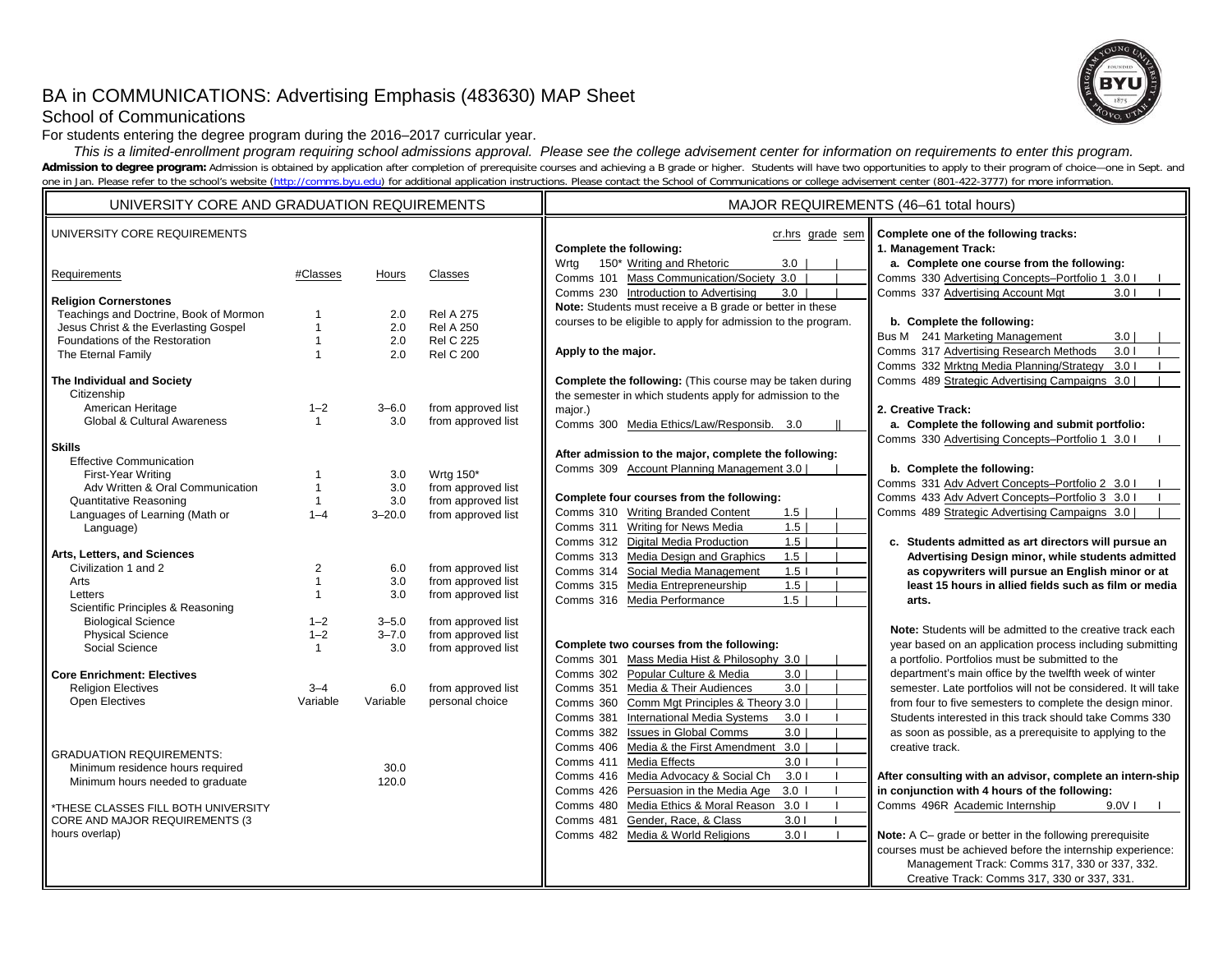# BA in COMMUNICATIONS: Advertising Emphasis (483630) MAP Sheet

## School of Communications

For students entering the degree program during the 2016–2017 curricular year.

*This is a limited-enrollment program requiring school admissions approval. Please see the college advisement center for information on requirements to enter this program.*

**Admission to degree program:** Admission is obtained by application after completion of prerequisite courses and achieving a B grade or higher. Students will have two opportunities to apply to their program of choice—one in Sept. and one in Jan. Please refer to the school's website (http://comms.byu.edu) for additional application instructions. Please contact the School of Communications or college advisement center (801-422-3777) for more information.

## UNIVERSITY CORE AND GRADUATION REQUIREMENTS

UNIVERSITY CORE REQUIREMENTS

| Requirements | #Classes | Hours | Classes |
|---|---|---|---|
| **Religion Cornerstones** | | | |
| Teachings and Doctrine, Book of Mormon | 1 | 2.0 | Rel A 275 |
| Jesus Christ & the Everlasting Gospel | 1 | 2.0 | Rel A 250 |
| Foundations of the Restoration | 1 | 2.0 | Rel C 225 |
| The Eternal Family | 1 | 2.0 | Rel C 200 |
| **The Individual and Society** | | | |
| Citizenship | | | |
| American Heritage | 1–2 | 3–6.0 | from approved list |
| Global & Cultural Awareness | 1 | 3.0 | from approved list |
| **Skills** | | | |
| Effective Communication | | | |
| First-Year Writing | 1 | 3.0 | Wrtg 150* |
| Adv Written & Oral Communication | 1 | 3.0 | from approved list |
| Quantitative Reasoning | 1 | 3.0 | from approved list |
| Languages of Learning (Math or Language) | 1–4 | 3–20.0 | from approved list |
| **Arts, Letters, and Sciences** | | | |
| Civilization 1 and 2 | 2 | 6.0 | from approved list |
| Arts | 1 | 3.0 | from approved list |
| Letters | 1 | 3.0 | from approved list |
| Scientific Principles & Reasoning | | | |
| Biological Science | 1–2 | 3–5.0 | from approved list |
| Physical Science | 1–2 | 3–7.0 | from approved list |
| Social Science | 1 | 3.0 | from approved list |
| **Core Enrichment: Electives** | | | |
| Religion Electives | 3–4 | 6.0 | from approved list |
| Open Electives | Variable | Variable | personal choice |

GRADUATION REQUIREMENTS:

| | |
|---|---|
| Minimum residence hours required | 30.0 |
| Minimum hours needed to graduate | 120.0 |

*THESE CLASSES FILL BOTH UNIVERSITY CORE AND MAJOR REQUIREMENTS (3 hours overlap)

## MAJOR REQUIREMENTS (46–61 total hours)

**Complete the following:**

| Course | cr.hrs | grade | sem |
|---|---|---|---|
| Wrtg 150* Writing and Rhetoric | 3.0 | | |
| Comms 101 Mass Communication/Society | 3.0 | | |
| Comms 230 Introduction to Advertising | 3.0 | | |

**Note:** Students must receive a B grade or better in these courses to be eligible to apply for admission to the program.

**Apply to the major.**

**Complete the following:** (This course may be taken during the semester in which students apply for admission to the major.)

| Course | cr.hrs | grade | sem |
|---|---|---|---|
| Comms 300 Media Ethics/Law/Responsib. | 3.0 | | |

**After admission to the major, complete the following:**

| Course | cr.hrs | grade | sem |
|---|---|---|---|
| Comms 309 Account Planning Management | 3.0 | | |

**Complete four courses from the following:**

| Course | cr.hrs | grade | sem |
|---|---|---|---|
| Comms 310 Writing Branded Content | 1.5 | | |
| Comms 311 Writing for News Media | 1.5 | | |
| Comms 312 Digital Media Production | 1.5 | | |
| Comms 313 Media Design and Graphics | 1.5 | | |
| Comms 314 Social Media Management | 1.5 | | |
| Comms 315 Media Entrepreneurship | 1.5 | | |
| Comms 316 Media Performance | 1.5 | | |

**Complete two courses from the following:**

| Course | cr.hrs | grade | sem |
|---|---|---|---|
| Comms 301 Mass Media Hist & Philosophy | 3.0 | | |
| Comms 302 Popular Culture & Media | 3.0 | | |
| Comms 351 Media & Their Audiences | 3.0 | | |
| Comms 360 Comm Mgt Principles & Theory | 3.0 | | |
| Comms 381 International Media Systems | 3.0 | | |
| Comms 382 Issues in Global Comms | 3.0 | | |
| Comms 406 Media & the First Amendment | 3.0 | | |
| Comms 411 Media Effects | 3.0 | | |
| Comms 416 Media Advocacy & Social Ch | 3.0 | | |
| Comms 426 Persuasion in the Media Age | 3.0 | | |
| Comms 480 Media Ethics & Moral Reason | 3.0 | | |
| Comms 481 Gender, Race, & Class | 3.0 | | |
| Comms 482 Media & World Religions | 3.0 | | |

**Complete one of the following tracks:**

**1. Management Track:**

**a. Complete one course from the following:**

| Course | cr.hrs | grade | sem |
|---|---|---|---|
| Comms 330 Advertising Concepts–Portfolio 1 | 3.0 | | |
| Comms 337 Advertising Account Mgt | 3.0 | | |

**b. Complete the following:**

| Course | cr.hrs | grade | sem |
|---|---|---|---|
| Bus M 241 Marketing Management | 3.0 | | |
| Comms 317 Advertising Research Methods | 3.0 | | |
| Comms 332 Mrktng Media Planning/Strategy | 3.0 | | |
| Comms 489 Strategic Advertising Campaigns | 3.0 | | |

**2. Creative Track:**

**a. Complete the following and submit portfolio:**

| Course | cr.hrs | grade | sem |
|---|---|---|---|
| Comms 330 Advertising Concepts–Portfolio 1 | 3.0 | | |

**b. Complete the following:**

| Course | cr.hrs | grade | sem |
|---|---|---|---|
| Comms 331 Adv Advert Concepts–Portfolio 2 | 3.0 | | |
| Comms 433 Adv Advert Concepts–Portfolio 3 | 3.0 | | |
| Comms 489 Strategic Advertising Campaigns | 3.0 | | |

**c. Students admitted as art directors will pursue an Advertising Design minor, while students admitted as copywriters will pursue an English minor or at least 15 hours in allied fields such as film or media arts.**

**Note:** Students will be admitted to the creative track each year based on an application process including submitting a portfolio. Portfolios must be submitted to the department's main office by the twelfth week of winter semester. Late portfolios will not be considered. It will take from four to five semesters to complete the design minor. Students interested in this track should take Comms 330 as soon as possible, as a prerequisite to applying to the creative track.

**After consulting with an advisor, complete an intern-ship in conjunction with 4 hours of the following:**

| Course | cr.hrs | grade | sem |
|---|---|---|---|
| Comms 496R Academic Internship | 9.0V | | |

**Note:** A C– grade or better in the following prerequisite courses must be achieved before the internship experience:

- Management Track: Comms 317, 330 or 337, 332.
- Creative Track: Comms 317, 330 or 337, 331.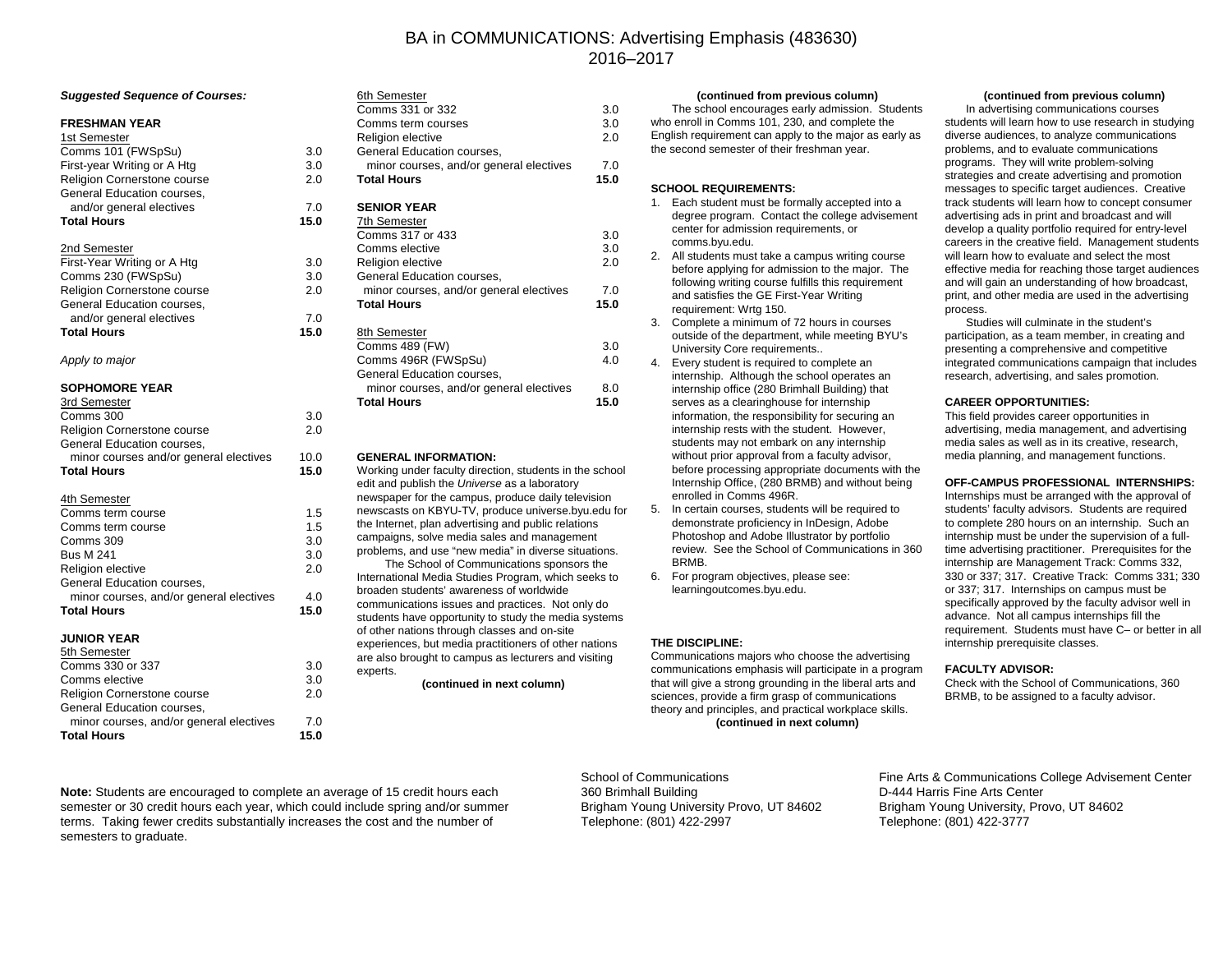# BA in COMMUNICATIONS: Advertising Emphasis (483630)
## 2016–2017

***Suggested Sequence of Courses:***

### FRESHMAN YEAR

| 1st Semester | |
|---|---|
| Comms 101 (FWSpSu) | 3.0 |
| First-year Writing or A Htg | 3.0 |
| Religion Cornerstone course | 2.0 |
| General Education courses, and/or general electives | 7.0 |
| **Total Hours** | **15.0** |

| 2nd Semester | |
|---|---|
| First-Year Writing or A Htg | 3.0 |
| Comms 230 (FWSpSu) | 3.0 |
| Religion Cornerstone course | 2.0 |
| General Education courses, and/or general electives | 7.0 |
| **Total Hours** | **15.0** |

*Apply to major*

### SOPHOMORE YEAR

| 3rd Semester | |
|---|---|
| Comms 300 | 3.0 |
| Religion Cornerstone course | 2.0 |
| General Education courses, minor courses and/or general electives | 10.0 |
| **Total Hours** | **15.0** |

| 4th Semester | |
|---|---|
| Comms term course | 1.5 |
| Comms term course | 1.5 |
| Comms 309 | 3.0 |
| Bus M 241 | 3.0 |
| Religion elective | 2.0 |
| General Education courses, minor courses, and/or general electives | 4.0 |
| **Total Hours** | **15.0** |

### JUNIOR YEAR

| 5th Semester | |
|---|---|
| Comms 330 or 337 | 3.0 |
| Comms elective | 3.0 |
| Religion Cornerstone course | 2.0 |
| General Education courses, minor courses, and/or general electives | 7.0 |
| **Total Hours** | **15.0** |

| 6th Semester | |
|---|---|
| Comms 331 or 332 | 3.0 |
| Comms term courses | 3.0 |
| Religion elective | 2.0 |
| General Education courses, minor courses, and/or general electives | 7.0 |
| **Total Hours** | **15.0** |

### SENIOR YEAR

| 7th Semester | |
|---|---|
| Comms 317 or 433 | 3.0 |
| Comms elective | 3.0 |
| Religion elective | 2.0 |
| General Education courses, minor courses, and/or general electives | 7.0 |
| **Total Hours** | **15.0** |

| 8th Semester | |
|---|---|
| Comms 489 (FW) | 3.0 |
| Comms 496R (FWSpSu) | 4.0 |
| General Education courses, minor courses, and/or general electives | 8.0 |
| **Total Hours** | **15.0** |

### GENERAL INFORMATION:

Working under faculty direction, students in the school edit and publish the *Universe* as a laboratory newspaper for the campus, produce daily television newscasts on KBYU-TV, produce universe.byu.edu for the Internet, plan advertising and public relations campaigns, solve media sales and management problems, and use "new media" in diverse situations.

The School of Communications sponsors the International Media Studies Program, which seeks to broaden students' awareness of worldwide communications issues and practices. Not only do students have opportunity to study the media systems of other nations through classes and on-site experiences, but media practitioners of other nations are also brought to campus as lecturers and visiting experts.

The school encourages early admission. Students who enroll in Comms 101, 230, and complete the English requirement can apply to the major as early as the second semester of their freshman year.

### SCHOOL REQUIREMENTS:

1. Each student must be formally accepted into a degree program. Contact the college advisement center for admission requirements, or comms.byu.edu.
2. All students must take a campus writing course before applying for admission to the major. The following writing course fulfills this requirement and satisfies the GE First-Year Writing requirement: Wrtg 150.
3. Complete a minimum of 72 hours in courses outside of the department, while meeting BYU's University Core requirements..
4. Every student is required to complete an internship. Although the school operates an internship office (280 Brimhall Building) that serves as a clearinghouse for internship information, the responsibility for securing an internship rests with the student. However, students may not embark on any internship without prior approval from a faculty advisor, before processing appropriate documents with the Internship Office, (280 BRMB) and without being enrolled in Comms 496R.
5. In certain courses, students will be required to demonstrate proficiency in InDesign, Adobe Photoshop and Adobe Illustrator by portfolio review. See the School of Communications in 360 BRMB.
6. For program objectives, please see: learningoutcomes.byu.edu.

### THE DISCIPLINE:

Communications majors who choose the advertising communications emphasis will participate in a program that will give a strong grounding in the liberal arts and sciences, provide a firm grasp of communications theory and principles, and practical workplace skills.

In advertising communications courses students will learn how to use research in studying diverse audiences, to analyze communications problems, and to evaluate communications programs. They will write problem-solving strategies and create advertising and promotion messages to specific target audiences. Creative track students will learn how to concept consumer advertising ads in print and broadcast and will develop a quality portfolio required for entry-level careers in the creative field. Management students will learn how to evaluate and select the most effective media for reaching those target audiences and will gain an understanding of how broadcast, print, and other media are used in the advertising process.

Studies will culminate in the student's participation, as a team member, in creating and presenting a comprehensive and competitive integrated communications campaign that includes research, advertising, and sales promotion.

### CAREER OPPORTUNITIES:

This field provides career opportunities in advertising, media management, and advertising media sales as well as in its creative, research, media planning, and management functions.

### OFF-CAMPUS PROFESSIONAL INTERNSHIPS:

Internships must be arranged with the approval of students' faculty advisors. Students are required to complete 280 hours on an internship. Such an internship must be under the supervision of a full-time advertising practitioner. Prerequisites for the internship are Management Track: Comms 332, 330 or 337; 317. Creative Track: Comms 331; 330 or 337; 317. Internships on campus must be specifically approved by the faculty advisor well in advance. Not all campus internships fill the requirement. Students must have C– or better in all internship prerequisite classes.

### FACULTY ADVISOR:

Check with the School of Communications, 360 BRMB, to be assigned to a faculty advisor.

**Note:** Students are encouraged to complete an average of 15 credit hours each semester or 30 credit hours each year, which could include spring and/or summer terms. Taking fewer credits substantially increases the cost and the number of semesters to graduate.

School of Communications
360 Brimhall Building
Brigham Young University Provo, UT 84602
Telephone: (801) 422-2997

Fine Arts & Communications College Advisement Center
D-444 Harris Fine Arts Center
Brigham Young University, Provo, UT 84602
Telephone: (801) 422-3777